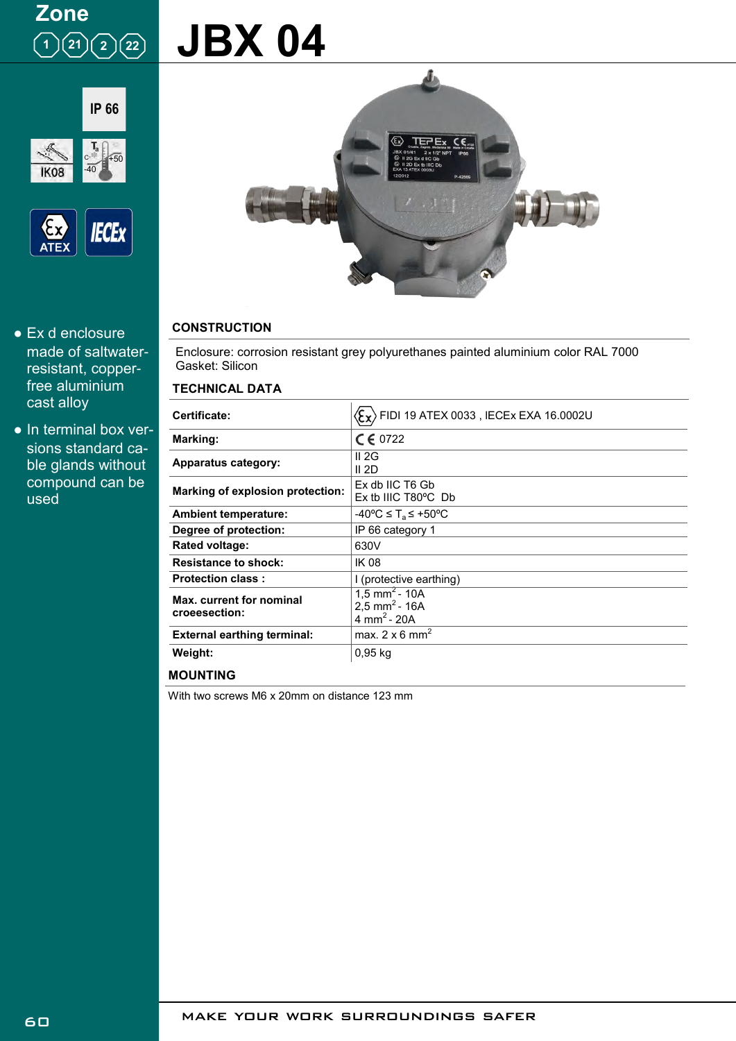Zone 1 21 2 22

# JBX 04

IP 66

IK08

$T_a$ -40 +50

ATEX

IECEx

- Ex d enclosure made of saltwater-resistant, copper-free aluminium cast alloy
- In terminal box versions standard cable glands without compound can be used

## CONSTRUCTION

Enclosure: corrosion resistant grey polyurethanes painted aluminium color RAL 7000
Gasket: Silicon

## TECHNICAL DATA

| | |
|---|---|
| **Certificate:** | FIDI 19 ATEX 0033 , IECEx EXA 16.0002U |
| **Marking:** | CE 0722 |
| **Apparatus category:** | II 2G<br>II 2D |
| **Marking of explosion protection:** | Ex db IIC T6 Gb<br>Ex tb IIIC T80ºC Db |
| **Ambient temperature:** | -40ºC ≤ $T_a$ ≤ +50ºC |
| **Degree of protection:** | IP 66 category 1 |
| **Rated voltage:** | 630V |
| **Resistance to shock:** | IK 08 |
| **Protection class :** | I (protective earthing) |
| **Max. current for nominal croeesection:** | 1,5 $mm^2$ - 10A<br>2,5 $mm^2$ - 16A<br>4 $mm^2$ - 20A |
| **External earthing terminal:** | max. 2 x 6 $mm^2$ |
| **Weight:** | 0,95 kg |

## MOUNTING

With two screws M6 x 20mm on distance 123 mm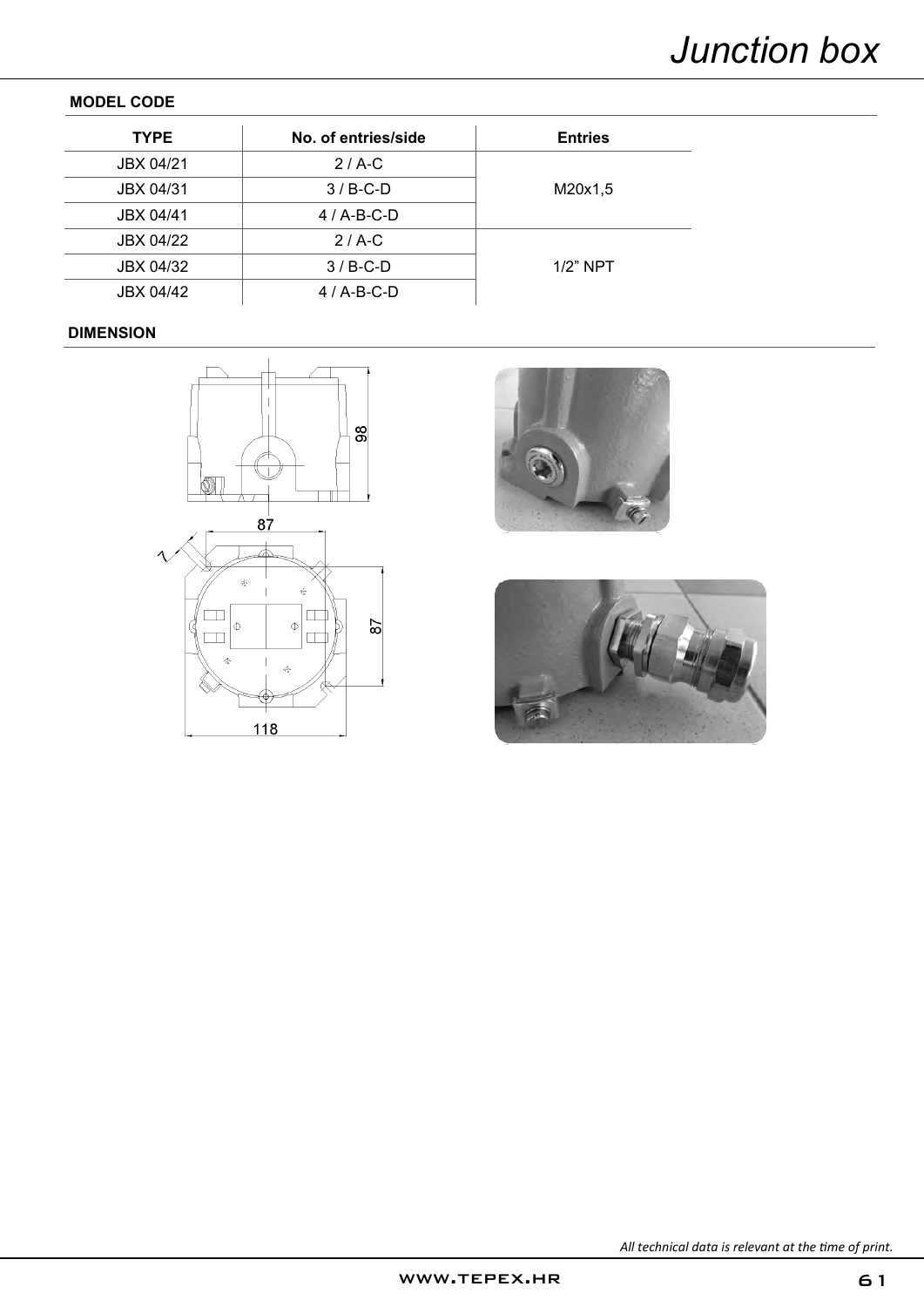# Junction box

## MODEL CODE

| TYPE | No. of entries/side | Entries |
|---|---|---|
| JBX 04/21 | 2 / A-C | M20x1,5 |
| JBX 04/31 | 3 / B-C-D | |
| JBX 04/41 | 4 / A-B-C-D | |
| JBX 04/22 | 2 / A-C | 1/2" NPT |
| JBX 04/32 | 3 / B-C-D | |
| JBX 04/42 | 4 / A-B-C-D | |

## DIMENSION

98

87

7

87

118

*All technical data is relevant at the time of print.*